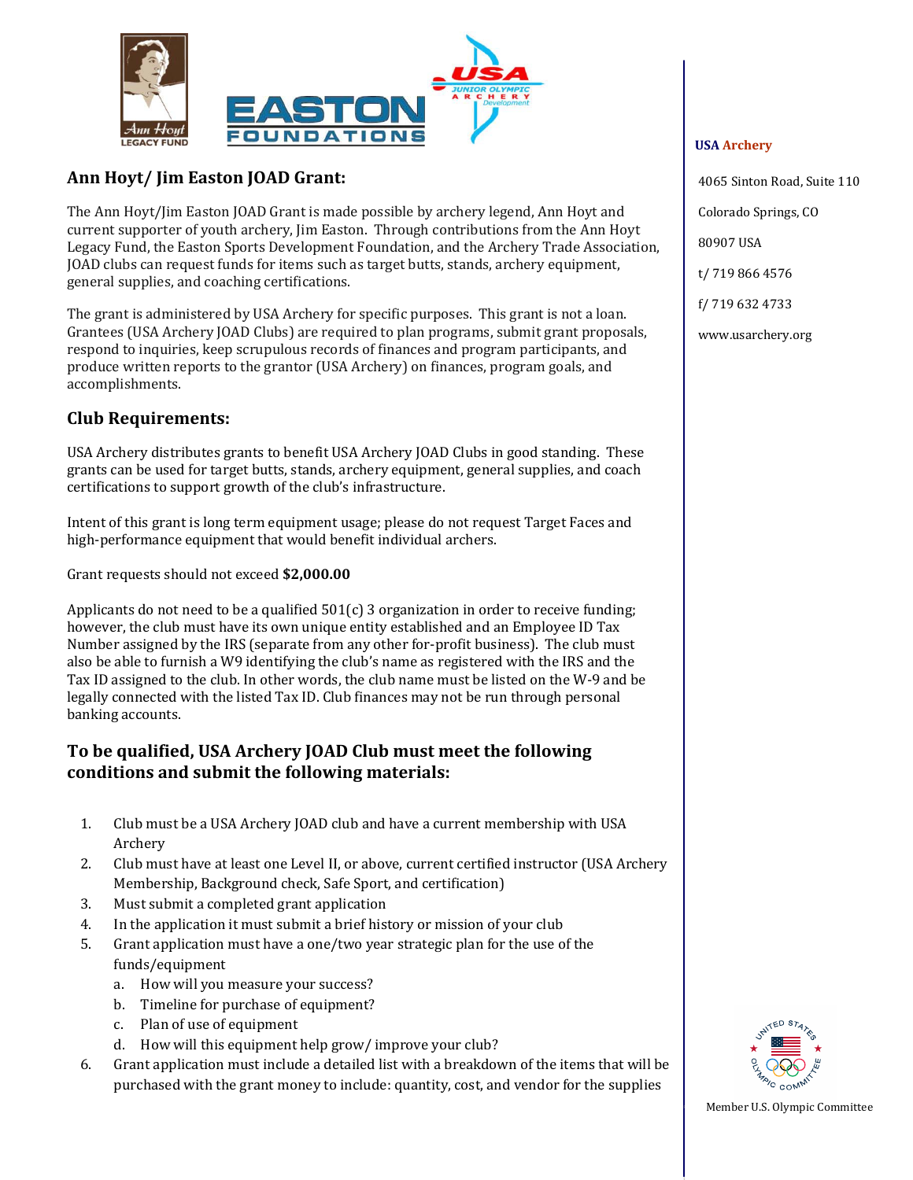## Ann Hoyt/ Jim Easton JOAD Grant:

The Ann Hoyt/Jim Easton JOAD Grant is made possible by archery legend, Ann Hoyt and current supporter of youth archery, Jim Easton. Through contributions from the Ann Hoyt Legacy Fund, the Easton Sports Development Foundation, and the Archery Trade Association, JOAD clubs can request funds for items such as target butts, stands, archery equipment, general supplies, and coaching certifications.

The grant is administered by USA Archery for specific purposes. This grant is not a loan. Grantees (USA Archery JOAD Clubs) are required to plan programs, submit grant proposals, respond to inquiries, keep scrupulous records of finances and program participants, and produce written reports to the grantor (USA Archery) on finances, program goals, and accomplishments.

## Club Requirements:

USA Archery distributes grants to benefit USA Archery JOAD Clubs in good standing. These grants can be used for target butts, stands, archery equipment, general supplies, and coach certifications to support growth of the club's infrastructure.

Intent of this grant is long term equipment usage; please do not request Target Faces and high-performance equipment that would benefit individual archers.

Grant requests should not exceed **$2,000.00**

Applicants do not need to be a qualified 501(c) 3 organization in order to receive funding; however, the club must have its own unique entity established and an Employee ID Tax Number assigned by the IRS (separate from any other for-profit business). The club must also be able to furnish a W9 identifying the club's name as registered with the IRS and the Tax ID assigned to the club. In other words, the club name must be listed on the W-9 and be legally connected with the listed Tax ID. Club finances may not be run through personal banking accounts.

## To be qualified, USA Archery JOAD Club must meet the following conditions and submit the following materials:

1. Club must be a USA Archery JOAD club and have a current membership with USA Archery
2. Club must have at least one Level II, or above, current certified instructor (USA Archery Membership, Background check, Safe Sport, and certification)
3. Must submit a completed grant application
4. In the application it must submit a brief history or mission of your club
5. Grant application must have a one/two year strategic plan for the use of the funds/equipment
   a. How will you measure your success?
   b. Timeline for purchase of equipment?
   c. Plan of use of equipment
   d. How will this equipment help grow/ improve your club?
6. Grant application must include a detailed list with a breakdown of the items that will be purchased with the grant money to include: quantity, cost, and vendor for the supplies

**USA Archery**

4065 Sinton Road, Suite 110

Colorado Springs, CO

80907 USA

t/ 719 866 4576

f/ 719 632 4733

www.usarchery.org

Member U.S. Olympic Committee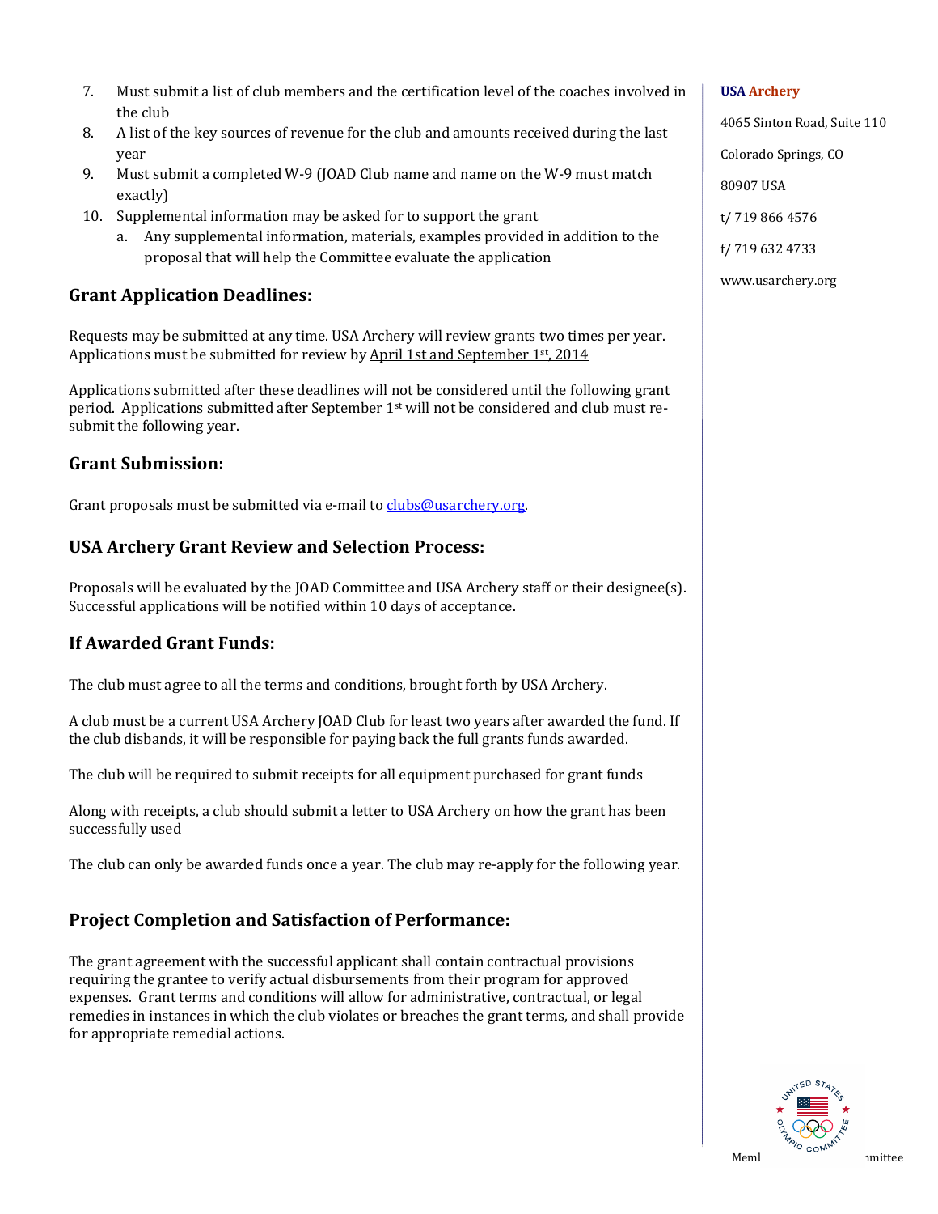7. Must submit a list of club members and the certification level of the coaches involved in the club
8. A list of the key sources of revenue for the club and amounts received during the last year
9. Must submit a completed W-9 (JOAD Club name and name on the W-9 must match exactly)
10. Supplemental information may be asked for to support the grant
    a. Any supplemental information, materials, examples provided in addition to the proposal that will help the Committee evaluate the application

**USA Archery**

4065 Sinton Road, Suite 110

Colorado Springs, CO

80907 USA

t/ 719 866 4576

f/ 719 632 4733

www.usarchery.org

## Grant Application Deadlines:

Requests may be submitted at any time. USA Archery will review grants two times per year. Applications must be submitted for review by April 1st and September 1st, 2014

Applications submitted after these deadlines will not be considered until the following grant period. Applications submitted after September 1st will not be considered and club must re-submit the following year.

## Grant Submission:

Grant proposals must be submitted via e-mail to clubs@usarchery.org.

## USA Archery Grant Review and Selection Process:

Proposals will be evaluated by the JOAD Committee and USA Archery staff or their designee(s). Successful applications will be notified within 10 days of acceptance.

## If Awarded Grant Funds:

The club must agree to all the terms and conditions, brought forth by USA Archery.

A club must be a current USA Archery JOAD Club for least two years after awarded the fund. If the club disbands, it will be responsible for paying back the full grants funds awarded.

The club will be required to submit receipts for all equipment purchased for grant funds

Along with receipts, a club should submit a letter to USA Archery on how the grant has been successfully used

The club can only be awarded funds once a year. The club may re-apply for the following year.

## Project Completion and Satisfaction of Performance:

The grant agreement with the successful applicant shall contain contractual provisions requiring the grantee to verify actual disbursements from their program for approved expenses. Grant terms and conditions will allow for administrative, contractual, or legal remedies in instances in which the club violates or breaches the grant terms, and shall provide for appropriate remedial actions.

Meml nmittee